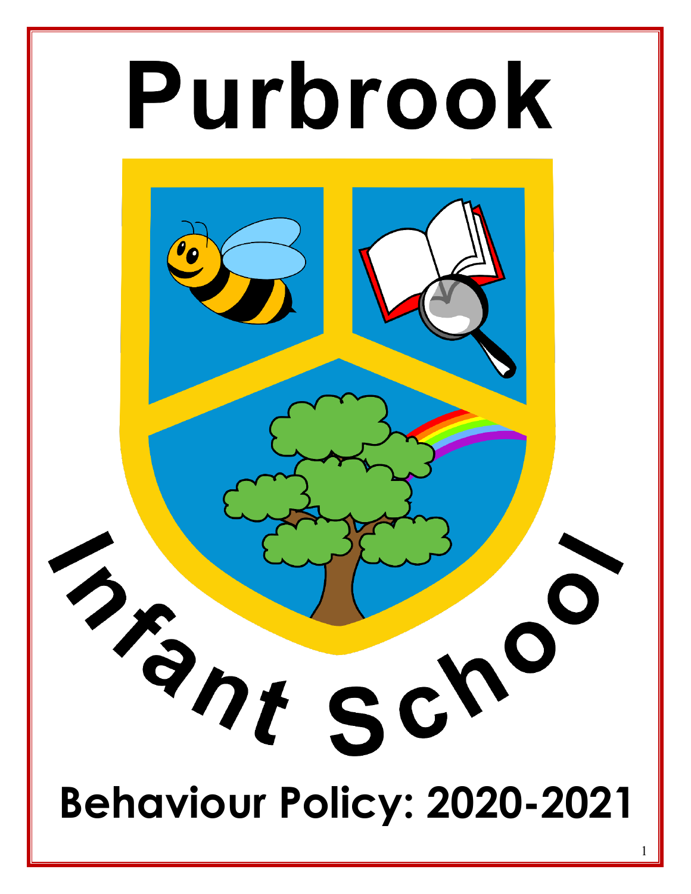# Purbrook

Infant School

# Behaviour Policy: 2020-2021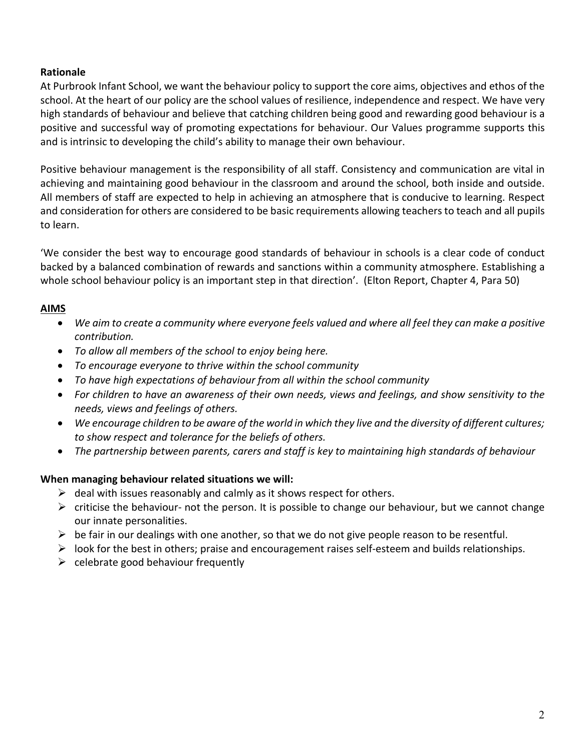**Rationale**

At Purbrook Infant School, we want the behaviour policy to support the core aims, objectives and ethos of the school. At the heart of our policy are the school values of resilience, independence and respect. We have very high standards of behaviour and believe that catching children being good and rewarding good behaviour is a positive and successful way of promoting expectations for behaviour. Our Values programme supports this and is intrinsic to developing the child's ability to manage their own behaviour.

Positive behaviour management is the responsibility of all staff. Consistency and communication are vital in achieving and maintaining good behaviour in the classroom and around the school, both inside and outside. All members of staff are expected to help in achieving an atmosphere that is conducive to learning. Respect and consideration for others are considered to be basic requirements allowing teachers to teach and all pupils to learn.

'We consider the best way to encourage good standards of behaviour in schools is a clear code of conduct backed by a balanced combination of rewards and sanctions within a community atmosphere. Establishing a whole school behaviour policy is an important step in that direction'. (Elton Report, Chapter 4, Para 50)

**AIMS**

- *We aim to create a community where everyone feels valued and where all feel they can make a positive contribution.*
- *To allow all members of the school to enjoy being here.*
- *To encourage everyone to thrive within the school community*
- *To have high expectations of behaviour from all within the school community*
- *For children to have an awareness of their own needs, views and feelings, and show sensitivity to the needs, views and feelings of others.*
- *We encourage children to be aware of the world in which they live and the diversity of different cultures; to show respect and tolerance for the beliefs of others.*
- *The partnership between parents, carers and staff is key to maintaining high standards of behaviour*

**When managing behaviour related situations we will:**

- deal with issues reasonably and calmly as it shows respect for others.
- criticise the behaviour- not the person. It is possible to change our behaviour, but we cannot change our innate personalities.
- be fair in our dealings with one another, so that we do not give people reason to be resentful.
- look for the best in others; praise and encouragement raises self-esteem and builds relationships.
- celebrate good behaviour frequently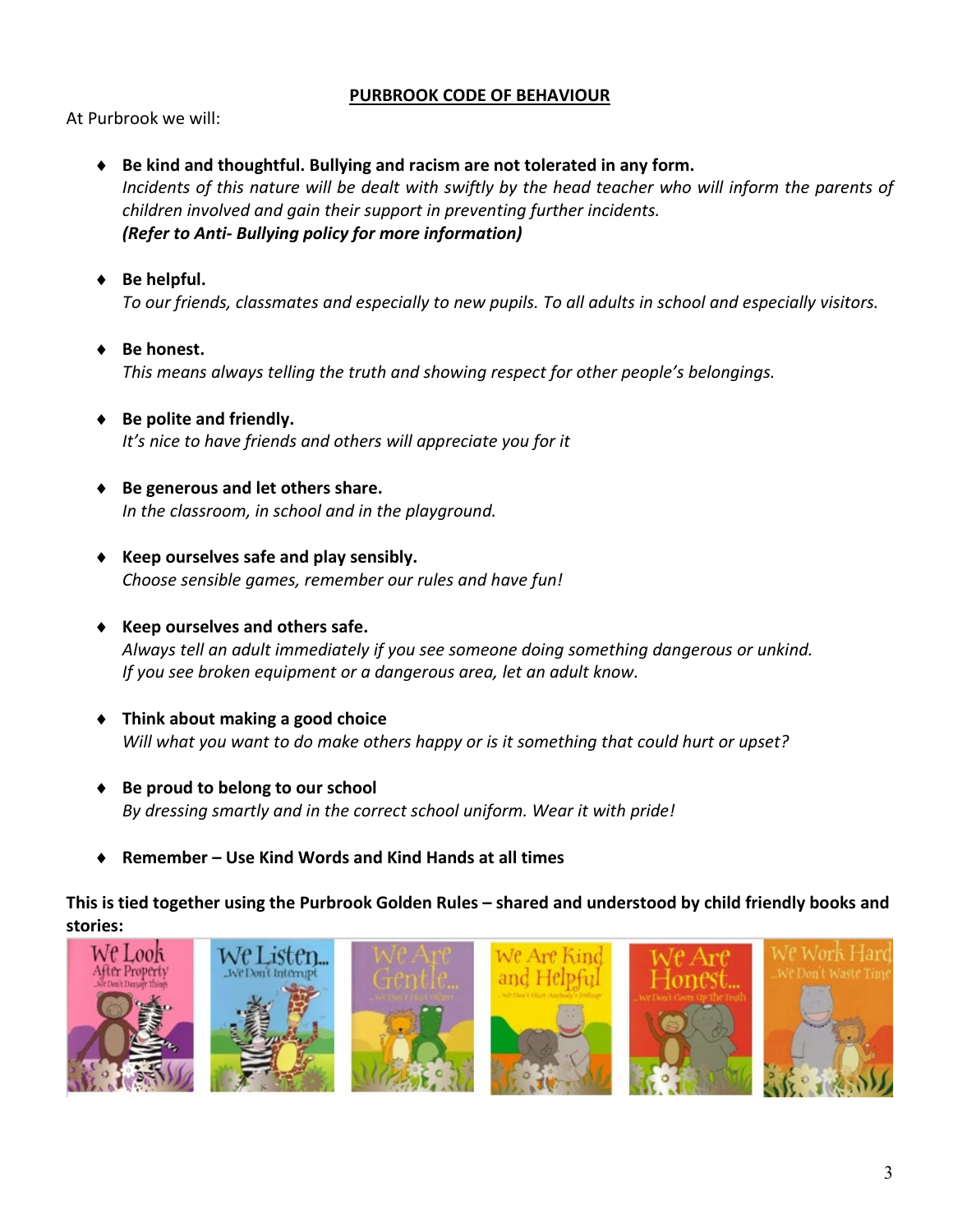## PURBROOK CODE OF BEHAVIOUR

At Purbrook we will:

- **Be kind and thoughtful. Bullying and racism are not tolerated in any form.**
  *Incidents of this nature will be dealt with swiftly by the head teacher who will inform the parents of children involved and gain their support in preventing further incidents.*
  ***(Refer to Anti- Bullying policy for more information)***

- **Be helpful.**
  *To our friends, classmates and especially to new pupils. To all adults in school and especially visitors.*

- **Be honest.**
  *This means always telling the truth and showing respect for other people's belongings.*

- **Be polite and friendly.**
  *It's nice to have friends and others will appreciate you for it*

- **Be generous and let others share.**
  *In the classroom, in school and in the playground.*

- **Keep ourselves safe and play sensibly.**
  *Choose sensible games, remember our rules and have fun!*

- **Keep ourselves and others safe.**
  *Always tell an adult immediately if you see someone doing something dangerous or unkind.*
  *If you see broken equipment or a dangerous area, let an adult know.*

- **Think about making a good choice**
  *Will what you want to do make others happy or is it something that could hurt or upset?*

- **Be proud to belong to our school**
  *By dressing smartly and in the correct school uniform. Wear it with pride!*

- **Remember – Use Kind Words and Kind Hands at all times**

**This is tied together using the Purbrook Golden Rules – shared and understood by child friendly books and stories:**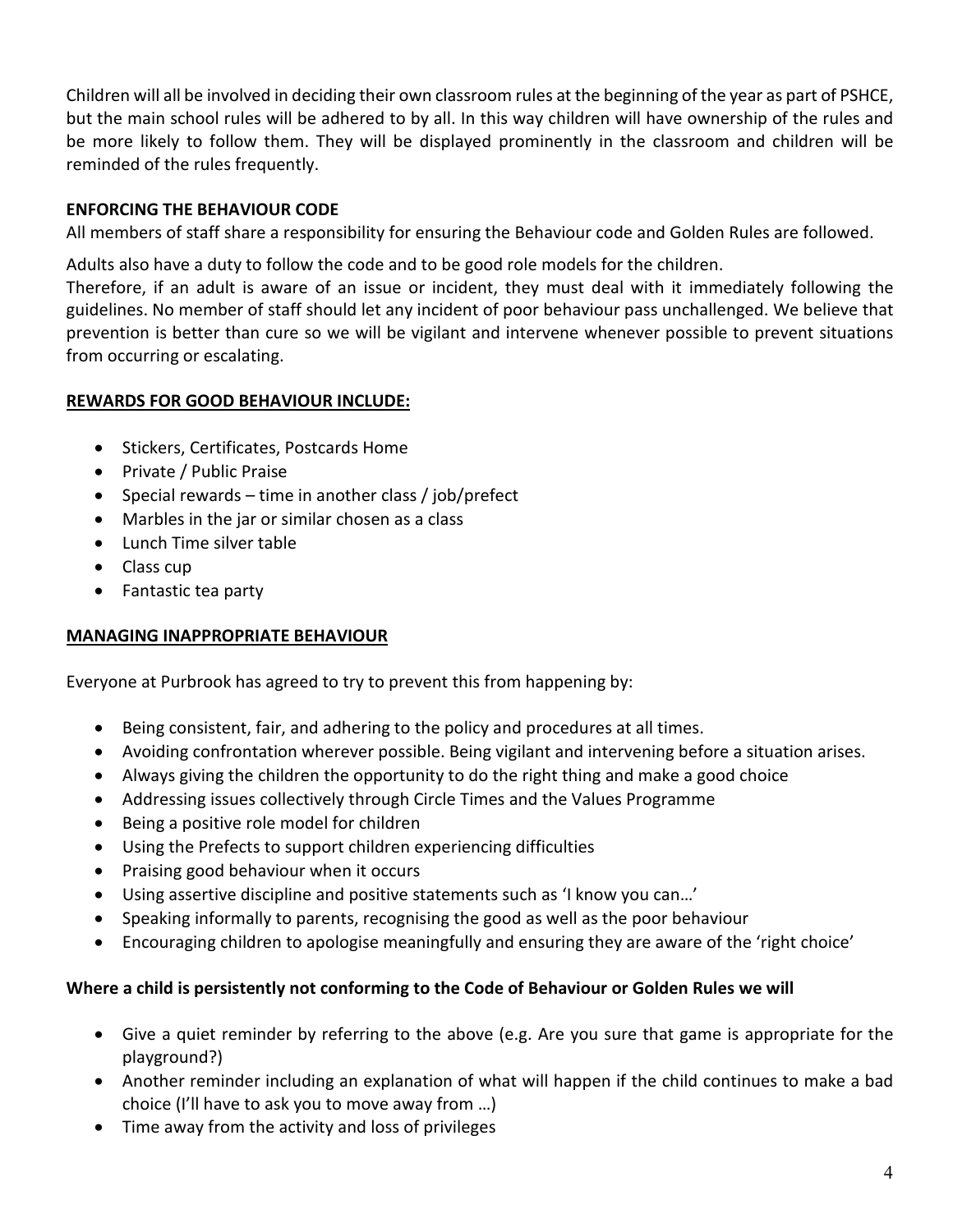Children will all be involved in deciding their own classroom rules at the beginning of the year as part of PSHCE, but the main school rules will be adhered to by all. In this way children will have ownership of the rules and be more likely to follow them. They will be displayed prominently in the classroom and children will be reminded of the rules frequently.

**ENFORCING THE BEHAVIOUR CODE**

All members of staff share a responsibility for ensuring the Behaviour code and Golden Rules are followed.

Adults also have a duty to follow the code and to be good role models for the children.

Therefore, if an adult is aware of an issue or incident, they must deal with it immediately following the guidelines. No member of staff should let any incident of poor behaviour pass unchallenged. We believe that prevention is better than cure so we will be vigilant and intervene whenever possible to prevent situations from occurring or escalating.

**REWARDS FOR GOOD BEHAVIOUR INCLUDE:**

- Stickers, Certificates, Postcards Home
- Private / Public Praise
- Special rewards – time in another class / job/prefect
- Marbles in the jar or similar chosen as a class
- Lunch Time silver table
- Class cup
- Fantastic tea party

**MANAGING INAPPROPRIATE BEHAVIOUR**

Everyone at Purbrook has agreed to try to prevent this from happening by:

- Being consistent, fair, and adhering to the policy and procedures at all times.
- Avoiding confrontation wherever possible. Being vigilant and intervening before a situation arises.
- Always giving the children the opportunity to do the right thing and make a good choice
- Addressing issues collectively through Circle Times and the Values Programme
- Being a positive role model for children
- Using the Prefects to support children experiencing difficulties
- Praising good behaviour when it occurs
- Using assertive discipline and positive statements such as 'I know you can…'
- Speaking informally to parents, recognising the good as well as the poor behaviour
- Encouraging children to apologise meaningfully and ensuring they are aware of the 'right choice'

**Where a child is persistently not conforming to the Code of Behaviour or Golden Rules we will**

- Give a quiet reminder by referring to the above (e.g. Are you sure that game is appropriate for the playground?)
- Another reminder including an explanation of what will happen if the child continues to make a bad choice (I'll have to ask you to move away from …)
- Time away from the activity and loss of privileges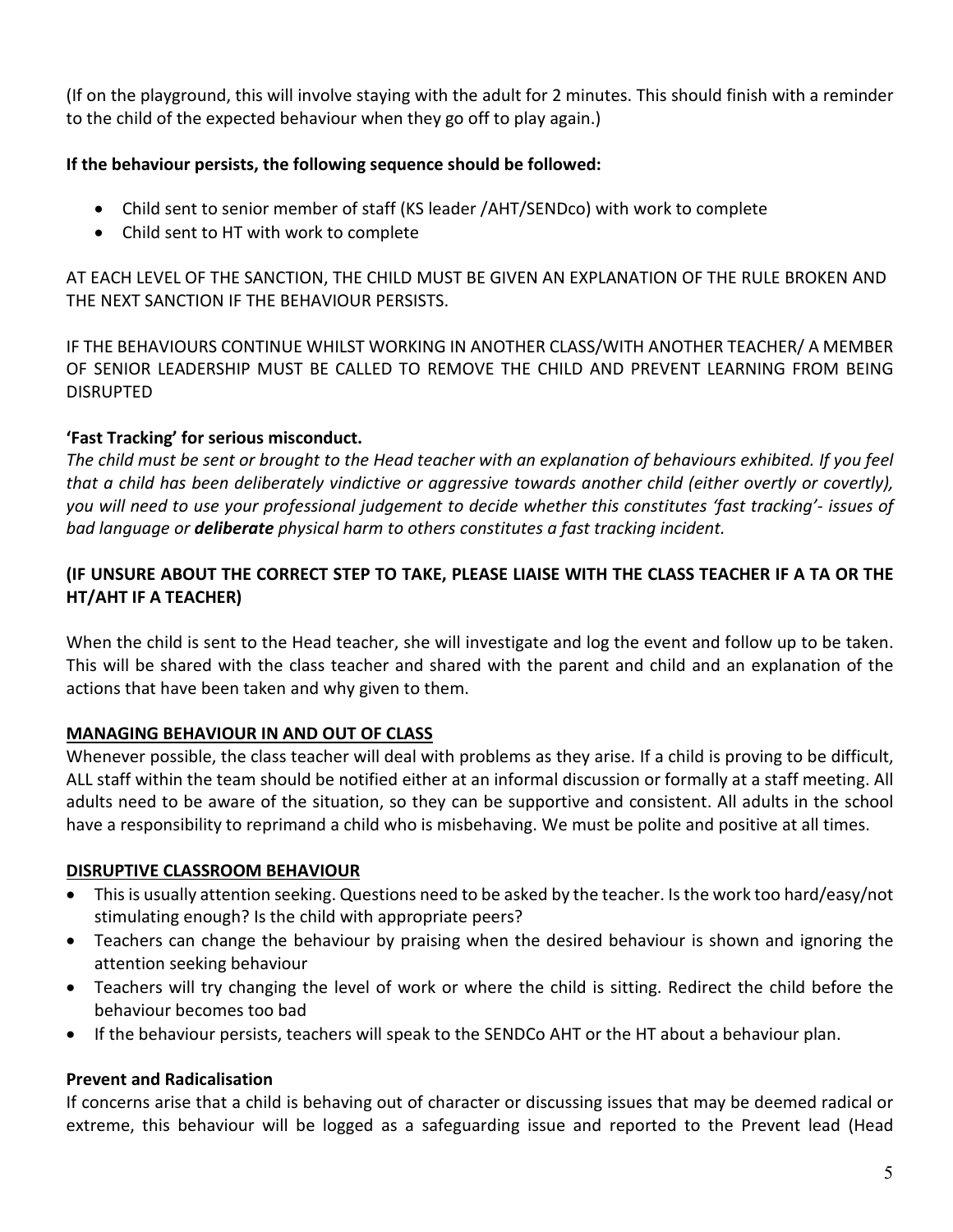(If on the playground, this will involve staying with the adult for 2 minutes. This should finish with a reminder to the child of the expected behaviour when they go off to play again.)

**If the behaviour persists, the following sequence should be followed:**

- Child sent to senior member of staff (KS leader /AHT/SENDco) with work to complete
- Child sent to HT with work to complete

AT EACH LEVEL OF THE SANCTION, THE CHILD MUST BE GIVEN AN EXPLANATION OF THE RULE BROKEN AND THE NEXT SANCTION IF THE BEHAVIOUR PERSISTS.

IF THE BEHAVIOURS CONTINUE WHILST WORKING IN ANOTHER CLASS/WITH ANOTHER TEACHER/ A MEMBER OF SENIOR LEADERSHIP MUST BE CALLED TO REMOVE THE CHILD AND PREVENT LEARNING FROM BEING DISRUPTED

**'Fast Tracking' for serious misconduct.**

*The child must be sent or brought to the Head teacher with an explanation of behaviours exhibited. If you feel that a child has been deliberately vindictive or aggressive towards another child (either overtly or covertly), you will need to use your professional judgement to decide whether this constitutes 'fast tracking'- issues of bad language or* ***deliberate*** *physical harm to others constitutes a fast tracking incident.*

**(IF UNSURE ABOUT THE CORRECT STEP TO TAKE, PLEASE LIAISE WITH THE CLASS TEACHER IF A TA OR THE HT/AHT IF A TEACHER)**

When the child is sent to the Head teacher, she will investigate and log the event and follow up to be taken. This will be shared with the class teacher and shared with the parent and child and an explanation of the actions that have been taken and why given to them.

**MANAGING BEHAVIOUR IN AND OUT OF CLASS**

Whenever possible, the class teacher will deal with problems as they arise. If a child is proving to be difficult, ALL staff within the team should be notified either at an informal discussion or formally at a staff meeting. All adults need to be aware of the situation, so they can be supportive and consistent. All adults in the school have a responsibility to reprimand a child who is misbehaving. We must be polite and positive at all times.

**DISRUPTIVE CLASSROOM BEHAVIOUR**

- This is usually attention seeking. Questions need to be asked by the teacher. Is the work too hard/easy/not stimulating enough? Is the child with appropriate peers?
- Teachers can change the behaviour by praising when the desired behaviour is shown and ignoring the attention seeking behaviour
- Teachers will try changing the level of work or where the child is sitting. Redirect the child before the behaviour becomes too bad
- If the behaviour persists, teachers will speak to the SENDCo AHT or the HT about a behaviour plan.

**Prevent and Radicalisation**

If concerns arise that a child is behaving out of character or discussing issues that may be deemed radical or extreme, this behaviour will be logged as a safeguarding issue and reported to the Prevent lead (Head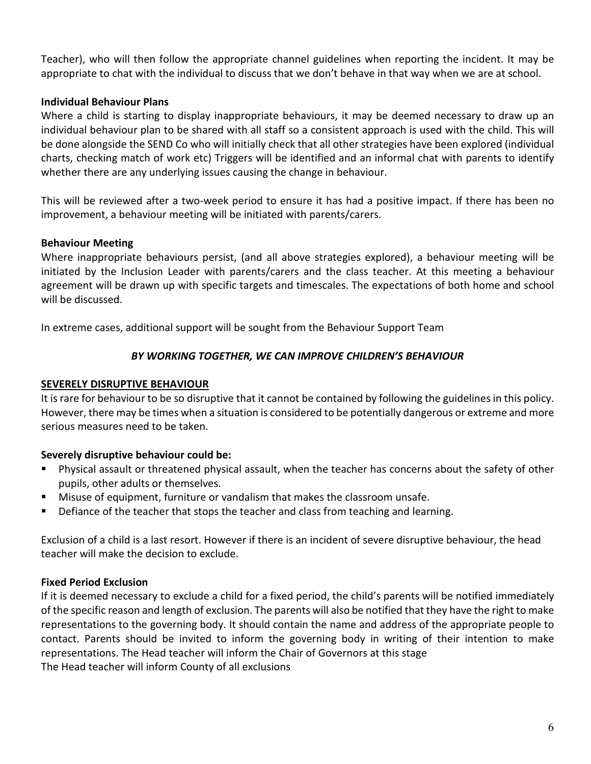Teacher), who will then follow the appropriate channel guidelines when reporting the incident. It may be appropriate to chat with the individual to discuss that we don't behave in that way when we are at school.

**Individual Behaviour Plans**

Where a child is starting to display inappropriate behaviours, it may be deemed necessary to draw up an individual behaviour plan to be shared with all staff so a consistent approach is used with the child. This will be done alongside the SEND Co who will initially check that all other strategies have been explored (individual charts, checking match of work etc) Triggers will be identified and an informal chat with parents to identify whether there are any underlying issues causing the change in behaviour.

This will be reviewed after a two-week period to ensure it has had a positive impact. If there has been no improvement, a behaviour meeting will be initiated with parents/carers.

**Behaviour Meeting**

Where inappropriate behaviours persist, (and all above strategies explored), a behaviour meeting will be initiated by the Inclusion Leader with parents/carers and the class teacher. At this meeting a behaviour agreement will be drawn up with specific targets and timescales. The expectations of both home and school will be discussed.

In extreme cases, additional support will be sought from the Behaviour Support Team

***BY WORKING TOGETHER, WE CAN IMPROVE CHILDREN'S BEHAVIOUR***

**SEVERELY DISRUPTIVE BEHAVIOUR**

It is rare for behaviour to be so disruptive that it cannot be contained by following the guidelines in this policy. However, there may be times when a situation is considered to be potentially dangerous or extreme and more serious measures need to be taken.

**Severely disruptive behaviour could be:**

- Physical assault or threatened physical assault, when the teacher has concerns about the safety of other pupils, other adults or themselves.
- Misuse of equipment, furniture or vandalism that makes the classroom unsafe.
- Defiance of the teacher that stops the teacher and class from teaching and learning.

Exclusion of a child is a last resort. However if there is an incident of severe disruptive behaviour, the head teacher will make the decision to exclude.

**Fixed Period Exclusion**

If it is deemed necessary to exclude a child for a fixed period, the child's parents will be notified immediately of the specific reason and length of exclusion. The parents will also be notified that they have the right to make representations to the governing body. It should contain the name and address of the appropriate people to contact. Parents should be invited to inform the governing body in writing of their intention to make representations. The Head teacher will inform the Chair of Governors at this stage

The Head teacher will inform County of all exclusions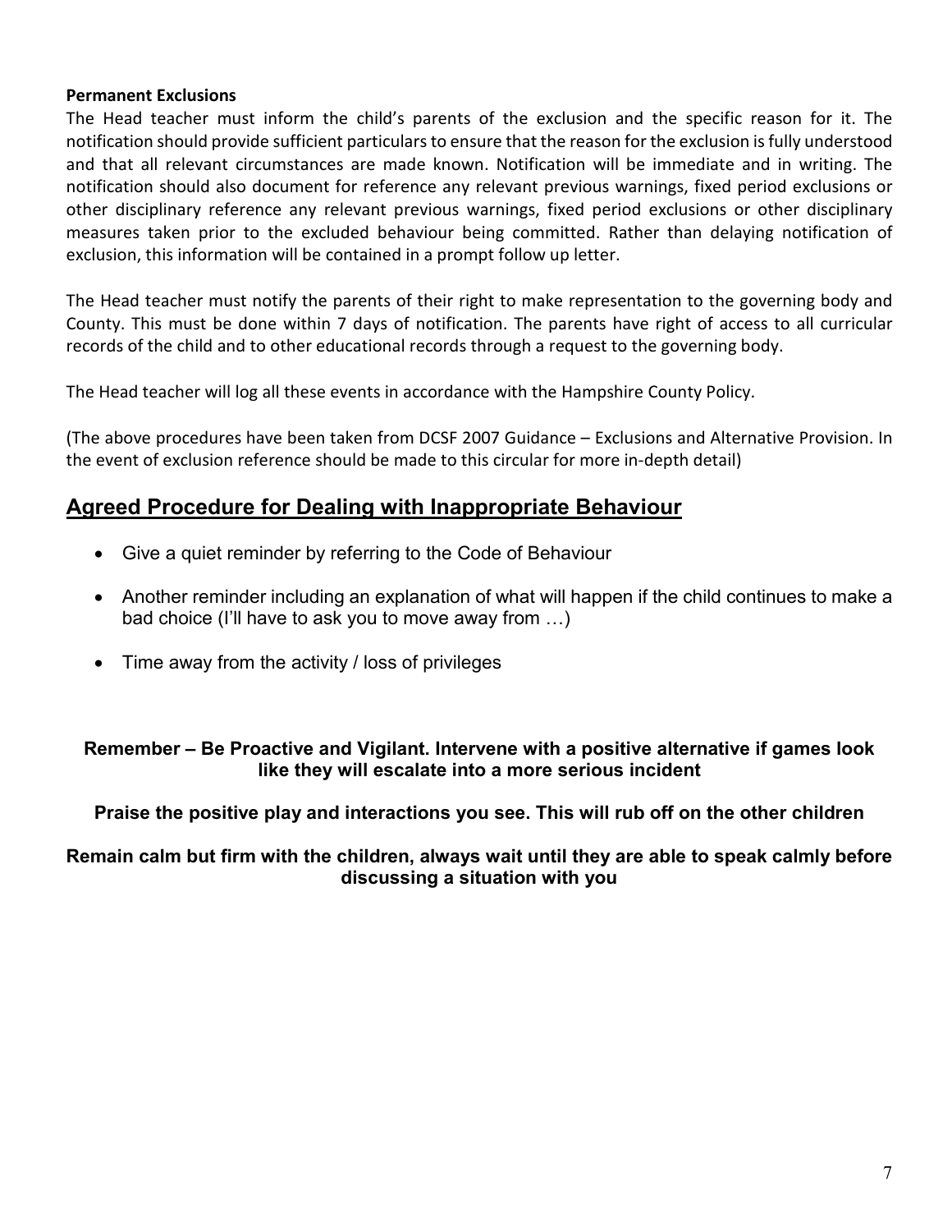**Permanent Exclusions**

The Head teacher must inform the child's parents of the exclusion and the specific reason for it. The notification should provide sufficient particulars to ensure that the reason for the exclusion is fully understood and that all relevant circumstances are made known. Notification will be immediate and in writing. The notification should also document for reference any relevant previous warnings, fixed period exclusions or other disciplinary reference any relevant previous warnings, fixed period exclusions or other disciplinary measures taken prior to the excluded behaviour being committed. Rather than delaying notification of exclusion, this information will be contained in a prompt follow up letter.

The Head teacher must notify the parents of their right to make representation to the governing body and County. This must be done within 7 days of notification. The parents have right of access to all curricular records of the child and to other educational records through a request to the governing body.

The Head teacher will log all these events in accordance with the Hampshire County Policy.

(The above procedures have been taken from DCSF 2007 Guidance – Exclusions and Alternative Provision. In the event of exclusion reference should be made to this circular for more in-depth detail)

## Agreed Procedure for Dealing with Inappropriate Behaviour

- Give a quiet reminder by referring to the Code of Behaviour
- Another reminder including an explanation of what will happen if the child continues to make a bad choice (I'll have to ask you to move away from …)
- Time away from the activity / loss of privileges

**Remember – Be Proactive and Vigilant. Intervene with a positive alternative if games look like they will escalate into a more serious incident**

**Praise the positive play and interactions you see. This will rub off on the other children**

**Remain calm but firm with the children, always wait until they are able to speak calmly before discussing a situation with you**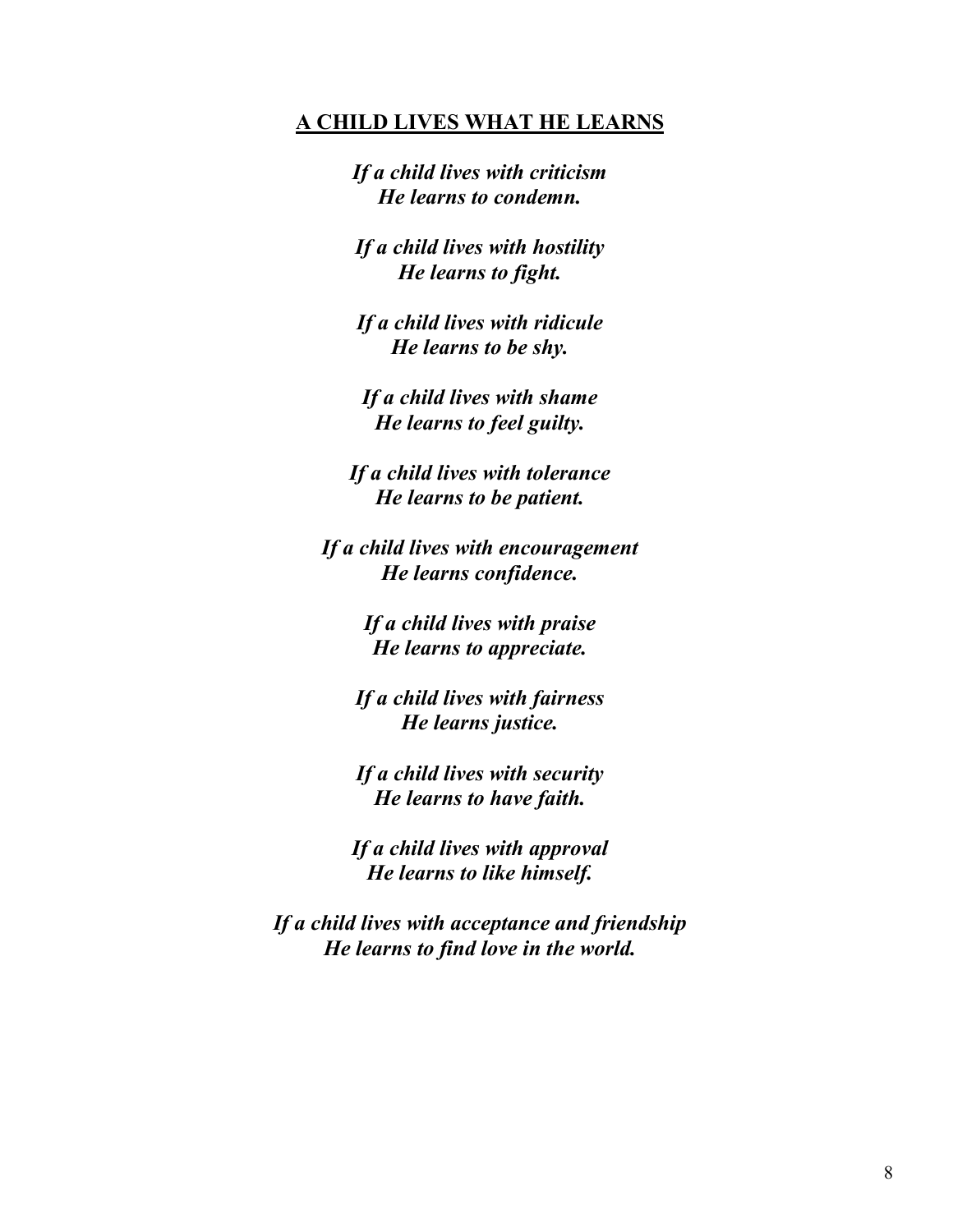## A CHILD LIVES WHAT HE LEARNS

***If a child lives with criticism***
***He learns to condemn.***

***If a child lives with hostility***
***He learns to fight.***

***If a child lives with ridicule***
***He learns to be shy.***

***If a child lives with shame***
***He learns to feel guilty.***

***If a child lives with tolerance***
***He learns to be patient.***

***If a child lives with encouragement***
***He learns confidence.***

***If a child lives with praise***
***He learns to appreciate.***

***If a child lives with fairness***
***He learns justice.***

***If a child lives with security***
***He learns to have faith.***

***If a child lives with approval***
***He learns to like himself.***

***If a child lives with acceptance and friendship***
***He learns to find love in the world.***